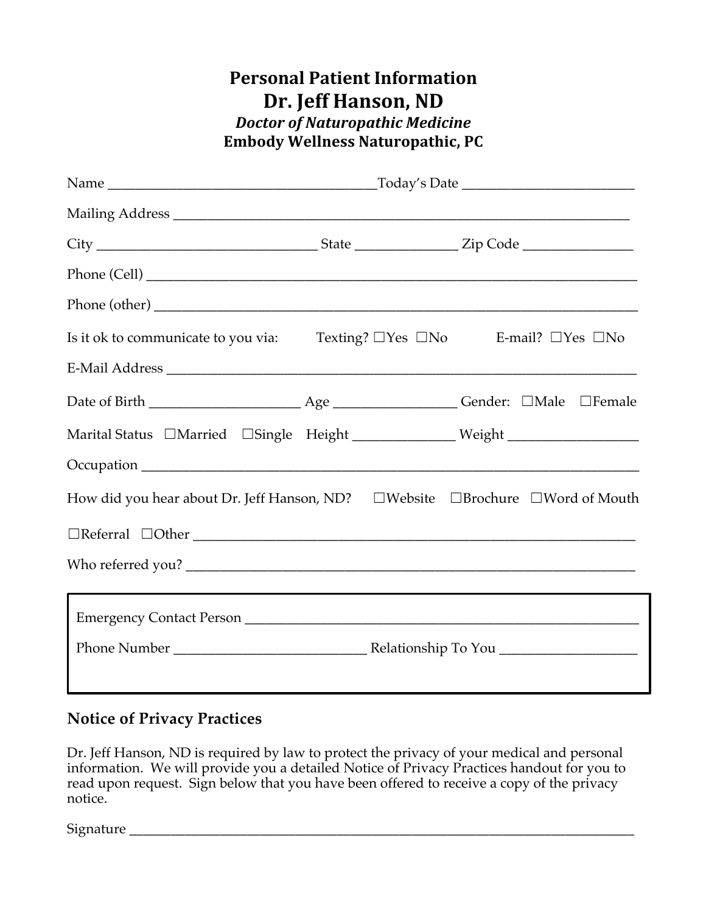# Personal Patient Information

## Dr. Jeff Hanson, ND

***Doctor of Naturopathic Medicine***

**Embody Wellness Naturopathic, PC**

Name ______________________________________Today's Date _________________________

Mailing Address ____________________________________________________________________

City _______________________________ State ______________ Zip Code _______________

Phone (Cell) _______________________________________________________________________

Phone (other) ______________________________________________________________________

Is it ok to communicate to you via: Texting? ☐Yes ☐No E-mail? ☐Yes ☐No

E-Mail Address _____________________________________________________________________

Date of Birth _____________________ Age _________________ Gender: ☐Male ☐Female

Marital Status ☐Married ☐Single Height ______________ Weight __________________

Occupation _________________________________________________________________________

How did you hear about Dr. Jeff Hanson, ND? ☐Website ☐Brochure ☐Word of Mouth

☐Referral ☐Other ___________________________________________________________________

Who referred you? __________________________________________________________________

Emergency Contact Person ___________________________________________________________

Phone Number ___________________________ Relationship To You ___________________

## Notice of Privacy Practices

Dr. Jeff Hanson, ND is required by law to protect the privacy of your medical and personal information. We will provide you a detailed Notice of Privacy Practices handout for you to read upon request. Sign below that you have been offered to receive a copy of the privacy notice.

Signature __________________________________________________________________________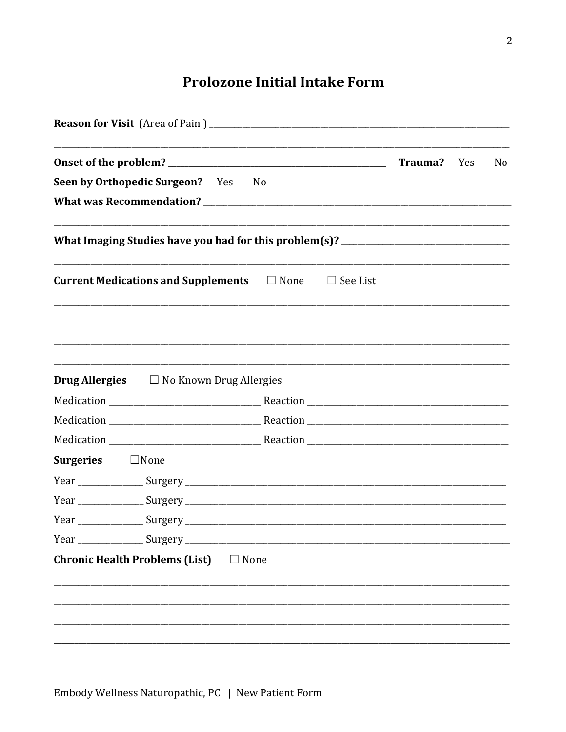# Prolozone Initial Intake Form

**Reason for Visit** (Area of Pain ) ____________________________________________

____________________________________________________________________________

**Onset of the problem? ________________________________** **Trauma?** Yes No

**Seen by Orthopedic Surgeon?** Yes No

**What was Recommendation?** _______________________________________________

____________________________________________________________________________

**What Imaging Studies have you had for this problem(s)?** _________________________

____________________________________________________________________________

**Current Medications and Supplements** ☐ None ☐ See List

____________________________________________________________________________

____________________________________________________________________________

____________________________________________________________________________

____________________________________________________________________________

**Drug Allergies** ☐ No Known Drug Allergies

Medication ______________________ Reaction ______________________________

Medication ______________________ Reaction ______________________________

Medication ______________________ Reaction ______________________________

**Surgeries** ☐None

Year __________ Surgery ______________________________________________________

Year __________ Surgery ______________________________________________________

Year __________ Surgery ______________________________________________________

Year __________ Surgery ______________________________________________________

**Chronic Health Problems (List)** ☐ None

____________________________________________________________________________

____________________________________________________________________________

____________________________________________________________________________

____________________________________________________________________________

Embody Wellness Naturopathic, PC | New Patient Form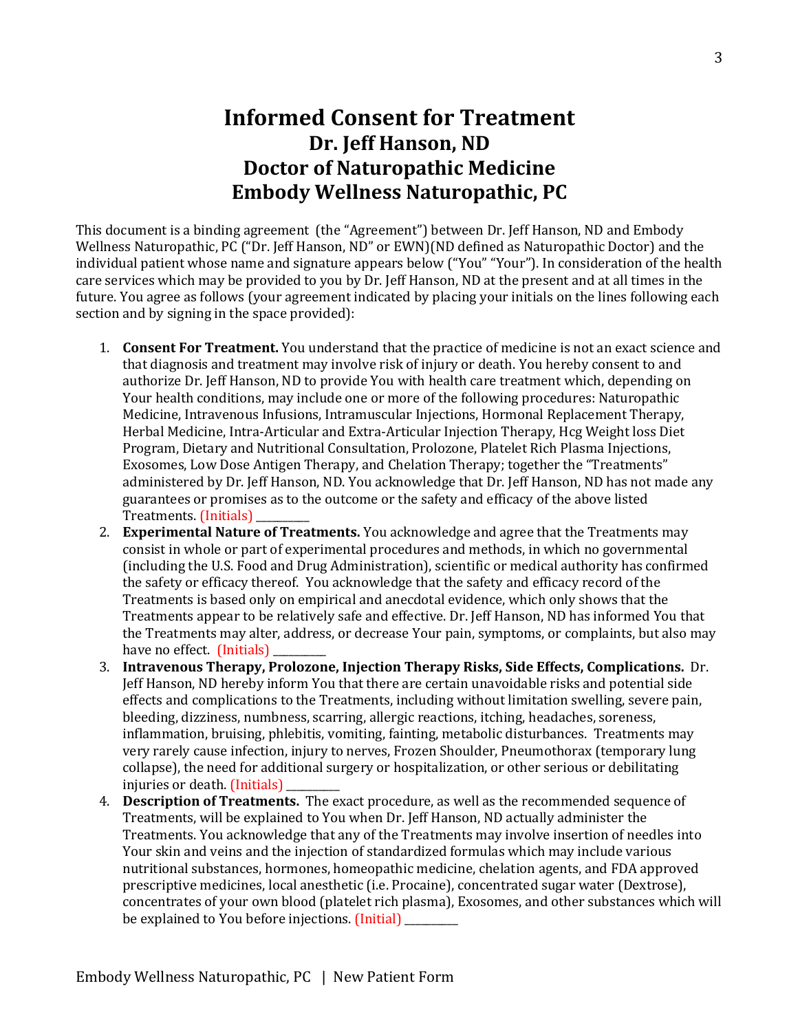# Informed Consent for Treatment

## Dr. Jeff Hanson, ND

## Doctor of Naturopathic Medicine

## Embody Wellness Naturopathic, PC

This document is a binding agreement (the "Agreement") between Dr. Jeff Hanson, ND and Embody Wellness Naturopathic, PC ("Dr. Jeff Hanson, ND" or EWN)(ND defined as Naturopathic Doctor) and the individual patient whose name and signature appears below ("You" "Your"). In consideration of the health care services which may be provided to you by Dr. Jeff Hanson, ND at the present and at all times in the future. You agree as follows (your agreement indicated by placing your initials on the lines following each section and by signing in the space provided):

1. **Consent For Treatment.** You understand that the practice of medicine is not an exact science and that diagnosis and treatment may involve risk of injury or death. You hereby consent to and authorize Dr. Jeff Hanson, ND to provide You with health care treatment which, depending on Your health conditions, may include one or more of the following procedures: Naturopathic Medicine, Intravenous Infusions, Intramuscular Injections, Hormonal Replacement Therapy, Herbal Medicine, Intra-Articular and Extra-Articular Injection Therapy, Hcg Weight loss Diet Program, Dietary and Nutritional Consultation, Prolozone, Platelet Rich Plasma Injections, Exosomes, Low Dose Antigen Therapy, and Chelation Therapy; together the "Treatments" administered by Dr. Jeff Hanson, ND. You acknowledge that Dr. Jeff Hanson, ND has not made any guarantees or promises as to the outcome or the safety and efficacy of the above listed Treatments. (Initials) __________
2. **Experimental Nature of Treatments.** You acknowledge and agree that the Treatments may consist in whole or part of experimental procedures and methods, in which no governmental (including the U.S. Food and Drug Administration), scientific or medical authority has confirmed the safety or efficacy thereof. You acknowledge that the safety and efficacy record of the Treatments is based only on empirical and anecdotal evidence, which only shows that the Treatments appear to be relatively safe and effective. Dr. Jeff Hanson, ND has informed You that the Treatments may alter, address, or decrease Your pain, symptoms, or complaints, but also may have no effect. (Initials) __________
3. **Intravenous Therapy, Prolozone, Injection Therapy Risks, Side Effects, Complications.** Dr. Jeff Hanson, ND hereby inform You that there are certain unavoidable risks and potential side effects and complications to the Treatments, including without limitation swelling, severe pain, bleeding, dizziness, numbness, scarring, allergic reactions, itching, headaches, soreness, inflammation, bruising, phlebitis, vomiting, fainting, metabolic disturbances. Treatments may very rarely cause infection, injury to nerves, Frozen Shoulder, Pneumothorax (temporary lung collapse), the need for additional surgery or hospitalization, or other serious or debilitating injuries or death. (Initials) __________
4. **Description of Treatments.** The exact procedure, as well as the recommended sequence of Treatments, will be explained to You when Dr. Jeff Hanson, ND actually administer the Treatments. You acknowledge that any of the Treatments may involve insertion of needles into Your skin and veins and the injection of standardized formulas which may include various nutritional substances, hormones, homeopathic medicine, chelation agents, and FDA approved prescriptive medicines, local anesthetic (i.e. Procaine), concentrated sugar water (Dextrose), concentrates of your own blood (platelet rich plasma), Exosomes, and other substances which will be explained to You before injections. (Initial) __________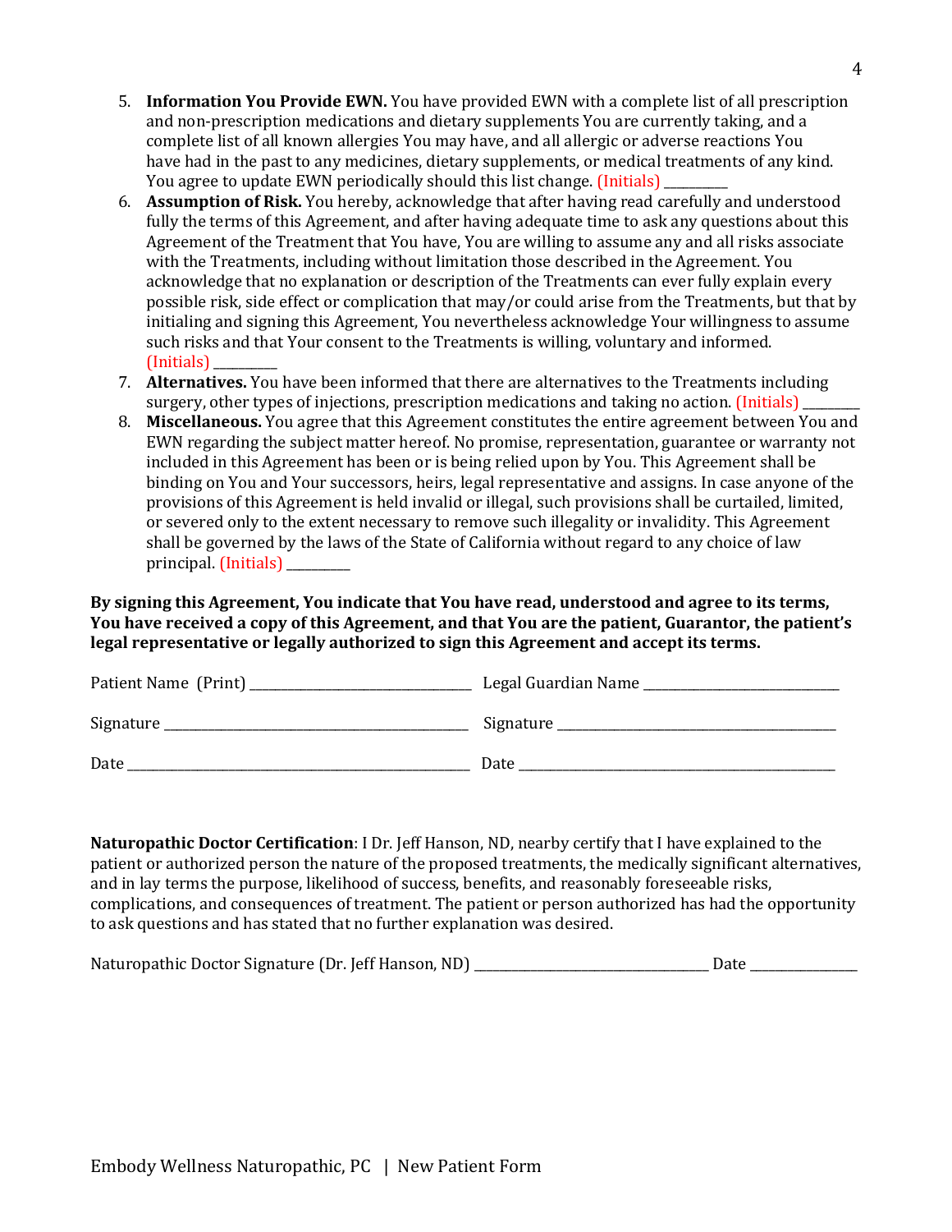5. **Information You Provide EWN.** You have provided EWN with a complete list of all prescription and non-prescription medications and dietary supplements You are currently taking, and a complete list of all known allergies You may have, and all allergic or adverse reactions You have had in the past to any medicines, dietary supplements, or medical treatments of any kind. You agree to update EWN periodically should this list change. (Initials) _________
6. **Assumption of Risk.** You hereby, acknowledge that after having read carefully and understood fully the terms of this Agreement, and after having adequate time to ask any questions about this Agreement of the Treatment that You have, You are willing to assume any and all risks associate with the Treatments, including without limitation those described in the Agreement. You acknowledge that no explanation or description of the Treatments can ever fully explain every possible risk, side effect or complication that may/or could arise from the Treatments, but that by initialing and signing this Agreement, You nevertheless acknowledge Your willingness to assume such risks and that Your consent to the Treatments is willing, voluntary and informed. (Initials) _________
7. **Alternatives.** You have been informed that there are alternatives to the Treatments including surgery, other types of injections, prescription medications and taking no action. (Initials) _________
8. **Miscellaneous.** You agree that this Agreement constitutes the entire agreement between You and EWN regarding the subject matter hereof. No promise, representation, guarantee or warranty not included in this Agreement has been or is being relied upon by You. This Agreement shall be binding on You and Your successors, heirs, legal representative and assigns. In case anyone of the provisions of this Agreement is held invalid or illegal, such provisions shall be curtailed, limited, or severed only to the extent necessary to remove such illegality or invalidity. This Agreement shall be governed by the laws of the State of California without regard to any choice of law principal. (Initials) _________

**By signing this Agreement, You indicate that You have read, understood and agree to its terms, You have received a copy of this Agreement, and that You are the patient, Guarantor, the patient's legal representative or legally authorized to sign this Agreement and accept its terms.**

Patient Name (Print) ______________________________ Legal Guardian Name ___________________________

Signature ______________________________ Signature ______________________________

Date ______________________________ Date ______________________________

**Naturopathic Doctor Certification**: I Dr. Jeff Hanson, ND, nearby certify that I have explained to the patient or authorized person the nature of the proposed treatments, the medically significant alternatives, and in lay terms the purpose, likelihood of success, benefits, and reasonably foreseeable risks, complications, and consequences of treatment. The patient or person authorized has had the opportunity to ask questions and has stated that no further explanation was desired.

Naturopathic Doctor Signature (Dr. Jeff Hanson, ND) ______________________________ Date ______________